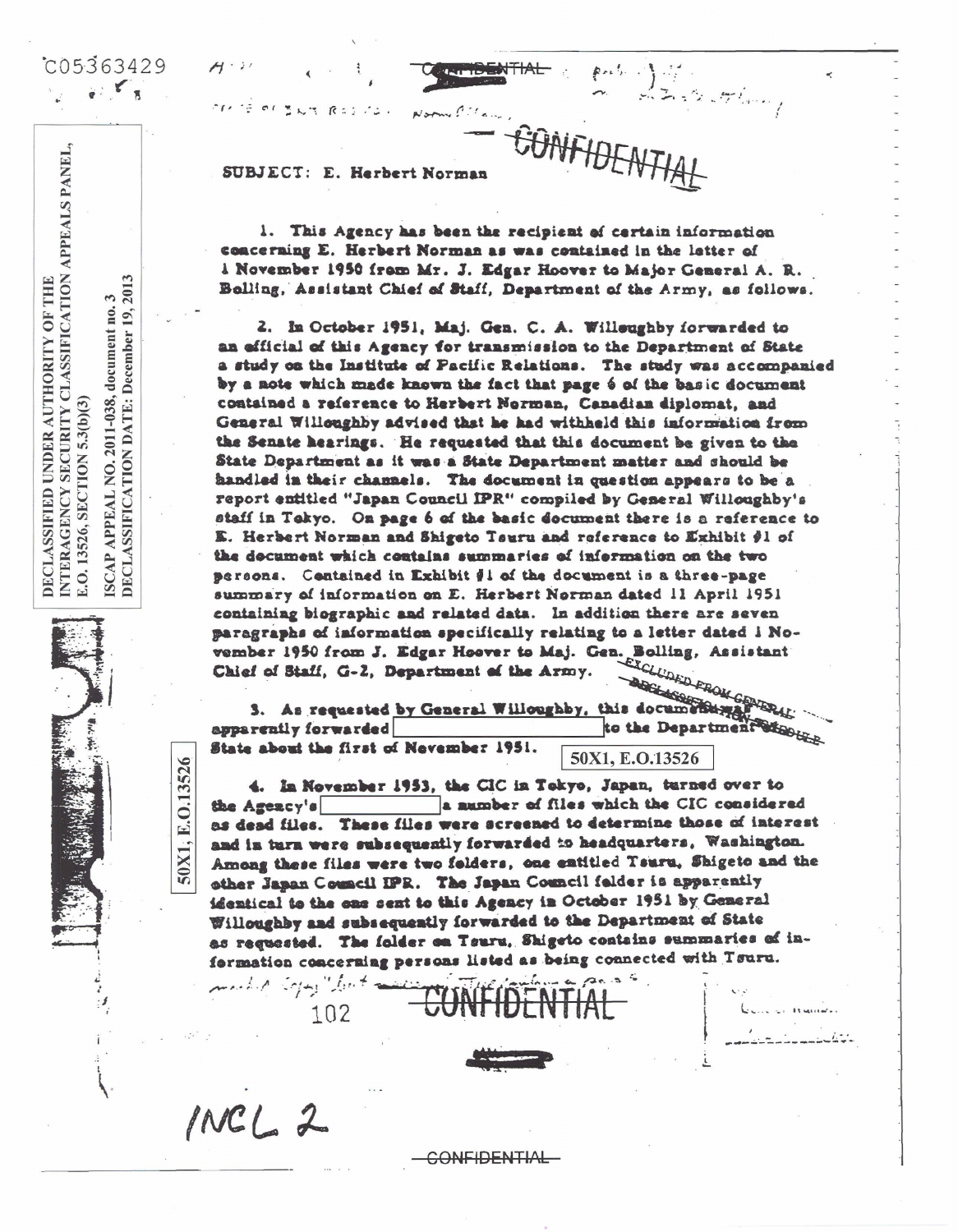C05363429

DECLASSIFIED UNDER AUTHORITY OF THE INTERAGENCY SECURITY CLASSIFICATION APPEALS PANEL, E.O. 13526, SECTION 5.3(b)(3)

ISCAP APPEAL NO. 2011-038, document no.3
DECLASSIFICATION DATE: December 19, 2013

CONFIDENTIAL

CONFIDENTIAL

SUBJECT: E. Herbert Norman

1. This Agency has been the recipient of certain information concerning E. Herbert Norman as was contained in the letter of 1 November 1950 from Mr. J. Edgar Hoover to Major General A. R. Bolling, Assistant Chief of Staff, Department of the Army, as follows.

2. In October 1951, Maj. Gen. C. A. Willoughby forwarded to an official of this Agency for transmission to the Department of State a study on the Institute of Pacific Relations. The study was accompanied by a note which made known the fact that page 6 of the basic document contained a reference to Herbert Norman, Canadian diplomat, and General Willoughby advised that he had withheld this information from the Senate hearings. He requested that this document be given to the State Department as it was a State Department matter and should be handled in their channels. The document in question appears to be a report entitled "Japan Council IPR" compiled by General Willoughby's staff in Tokyo. On page 6 of the basic document there is a reference to E. Herbert Norman and Shigeto Tsuru and reference to Exhibit #1 of the document which contains summaries of information on the two persons. Contained in Exhibit #1 of the document is a three-page summary of information on E. Herbert Norman dated 11 April 1951 containing biographic and related data. In addition there are seven paragraphs of information specifically relating to a letter dated 1 November 1950 from J. Edgar Hoover to Maj. Gen. Bolling, Assistant Chief of Staff, G-2, Department of the Army.

EXCLUDED FROM GENERAL DECLASSIFICATION SCHEDULE

3. As requested by General Willoughby, this document was apparently forwarded [50X1, E.O.13526] to the Department of State about the first of November 1951.

4. In November 1953, the CIC in Tokyo, Japan, turned over to the Agency's [50X1, E.O.13526] a number of files which the CIC considered as dead files. These files were screened to determine those of interest and in turn were subsequently forwarded to headquarters, Washington. Among these files were two folders, one entitled Tsuru, Shigeto and the other Japan Council IPR. The Japan Council folder is apparently identical to the one sent to this Agency in October 1951 by General Willoughby and subsequently forwarded to the Department of State as requested. The folder on Tsuru, Shigeto contains summaries of information concerning persons listed as being connected with Tsuru.

102

CONFIDENTIAL

INCL 2

CONFIDENTIAL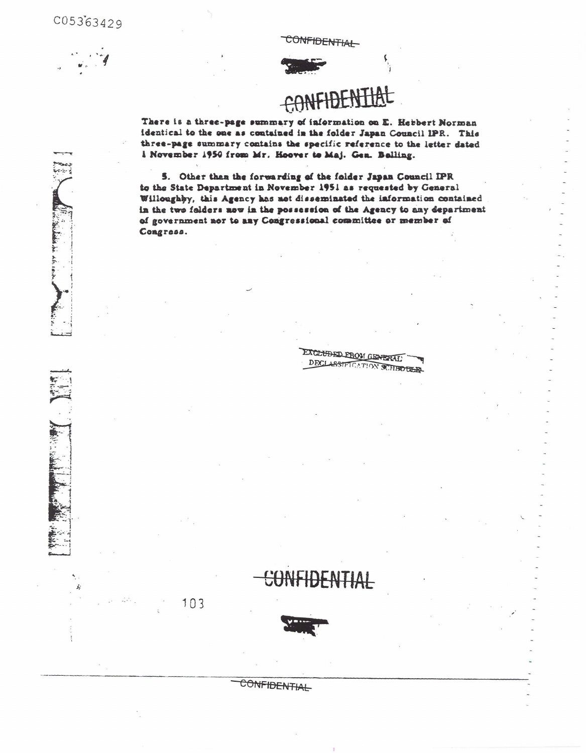~~CONFIDENTIAL~~

~~CONFIDENTIAL~~

There is a three-page summary of information on E. Herbert Norman identical to the one as contained in the folder Japan Council IPR. This three-page summary contains the specific reference to the letter dated 1 November 1950 from Mr. Hoover to Maj. Gen. Bolling.

5. Other than the forwarding of the folder Japan Council IPR to the State Department in November 1951 as requested by General Willoughby, this Agency has not disseminated the information contained in the two folders now in the possession of the Agency to any department of government nor to any Congressional committee or member of Congress.

~~EXCLUDED FROM GENERAL DECLASSIFICATION SCHEDULE~~

~~CONFIDENTIAL~~

~~CONFIDENTIAL~~